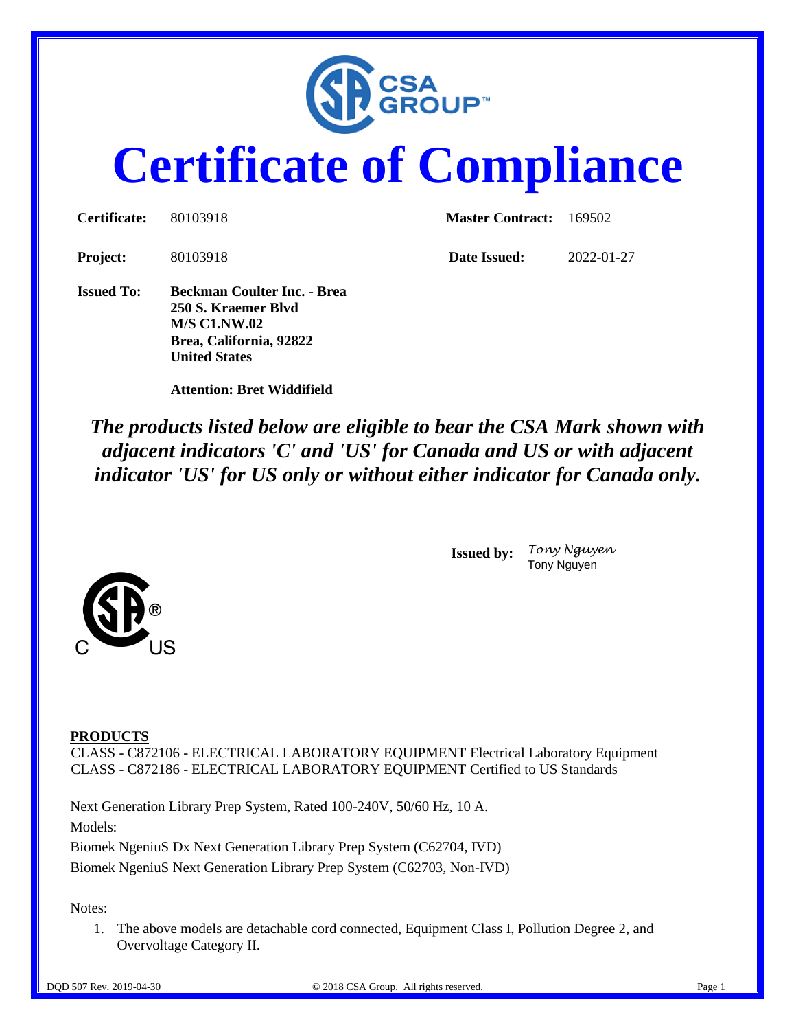# Certificate of Compliance

| | | | |
|---|---|---|---|
| **Certificate:** | 80103918 | **Master Contract:** | 169502 |
| **Project:** | 80103918 | **Date Issued:** | 2022-01-27 |

**Issued To:** **Beckman Coulter Inc. - Brea**
**250 S. Kraemer Blvd**
**M/S C1.NW.02**
**Brea, California, 92822**
**United States**

**Attention: Bret Widdifield**

***The products listed below are eligible to bear the CSA Mark shown with adjacent indicators 'C' and 'US' for Canada and US or with adjacent indicator 'US' for US only or without either indicator for Canada only.***

**Issued by:** *Tony Nguyen*
Tony Nguyen

C US

**PRODUCTS**

CLASS - C872106 - ELECTRICAL LABORATORY EQUIPMENT Electrical Laboratory Equipment
CLASS - C872186 - ELECTRICAL LABORATORY EQUIPMENT Certified to US Standards

Next Generation Library Prep System, Rated 100-240V, 50/60 Hz, 10 A.

Models:

Biomek NgeniuS Dx Next Generation Library Prep System (C62704, IVD)

Biomek NgeniuS Next Generation Library Prep System (C62703, Non-IVD)

Notes:

1. The above models are detachable cord connected, Equipment Class I, Pollution Degree 2, and Overvoltage Category II.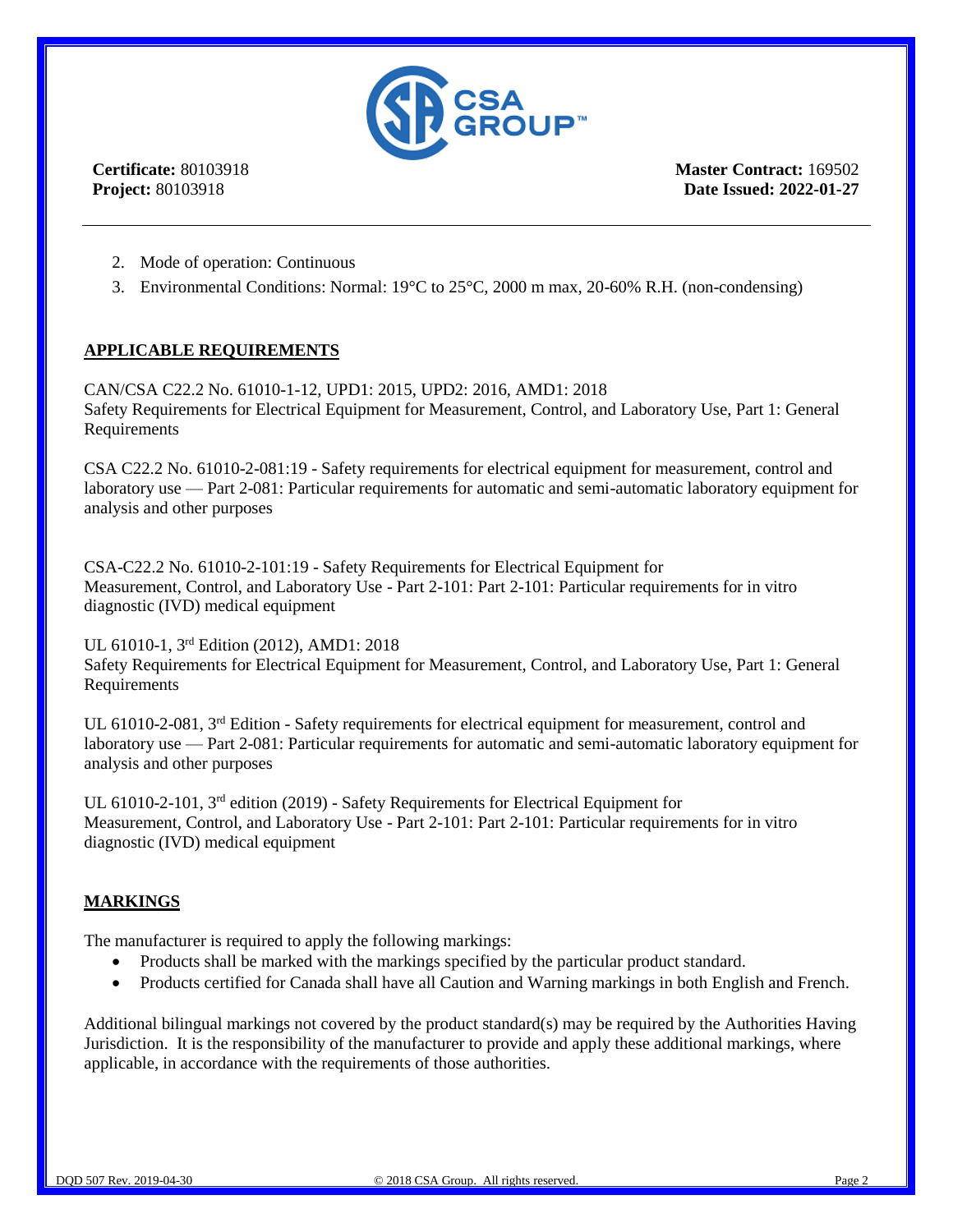**Certificate:** 80103918
**Project:** 80103918

**Master Contract:** 169502
**Date Issued: 2022-01-27**

2. Mode of operation: Continuous
3. Environmental Conditions: Normal: 19°C to 25°C, 2000 m max, 20-60% R.H. (non-condensing)

## APPLICABLE REQUIREMENTS

CAN/CSA C22.2 No. 61010-1-12, UPD1: 2015, UPD2: 2016, AMD1: 2018
Safety Requirements for Electrical Equipment for Measurement, Control, and Laboratory Use, Part 1: General Requirements

CSA C22.2 No. 61010-2-081:19 - Safety requirements for electrical equipment for measurement, control and laboratory use — Part 2-081: Particular requirements for automatic and semi-automatic laboratory equipment for analysis and other purposes

CSA-C22.2 No. 61010-2-101:19 - Safety Requirements for Electrical Equipment for Measurement, Control, and Laboratory Use - Part 2-101: Part 2-101: Particular requirements for in vitro diagnostic (IVD) medical equipment

UL 61010-1, 3rd Edition (2012), AMD1: 2018
Safety Requirements for Electrical Equipment for Measurement, Control, and Laboratory Use, Part 1: General Requirements

UL 61010-2-081, 3rd Edition - Safety requirements for electrical equipment for measurement, control and laboratory use — Part 2-081: Particular requirements for automatic and semi-automatic laboratory equipment for analysis and other purposes

UL 61010-2-101, 3rd edition (2019) - Safety Requirements for Electrical Equipment for Measurement, Control, and Laboratory Use - Part 2-101: Part 2-101: Particular requirements for in vitro diagnostic (IVD) medical equipment

## MARKINGS

The manufacturer is required to apply the following markings:

- Products shall be marked with the markings specified by the particular product standard.
- Products certified for Canada shall have all Caution and Warning markings in both English and French.

Additional bilingual markings not covered by the product standard(s) may be required by the Authorities Having Jurisdiction. It is the responsibility of the manufacturer to provide and apply these additional markings, where applicable, in accordance with the requirements of those authorities.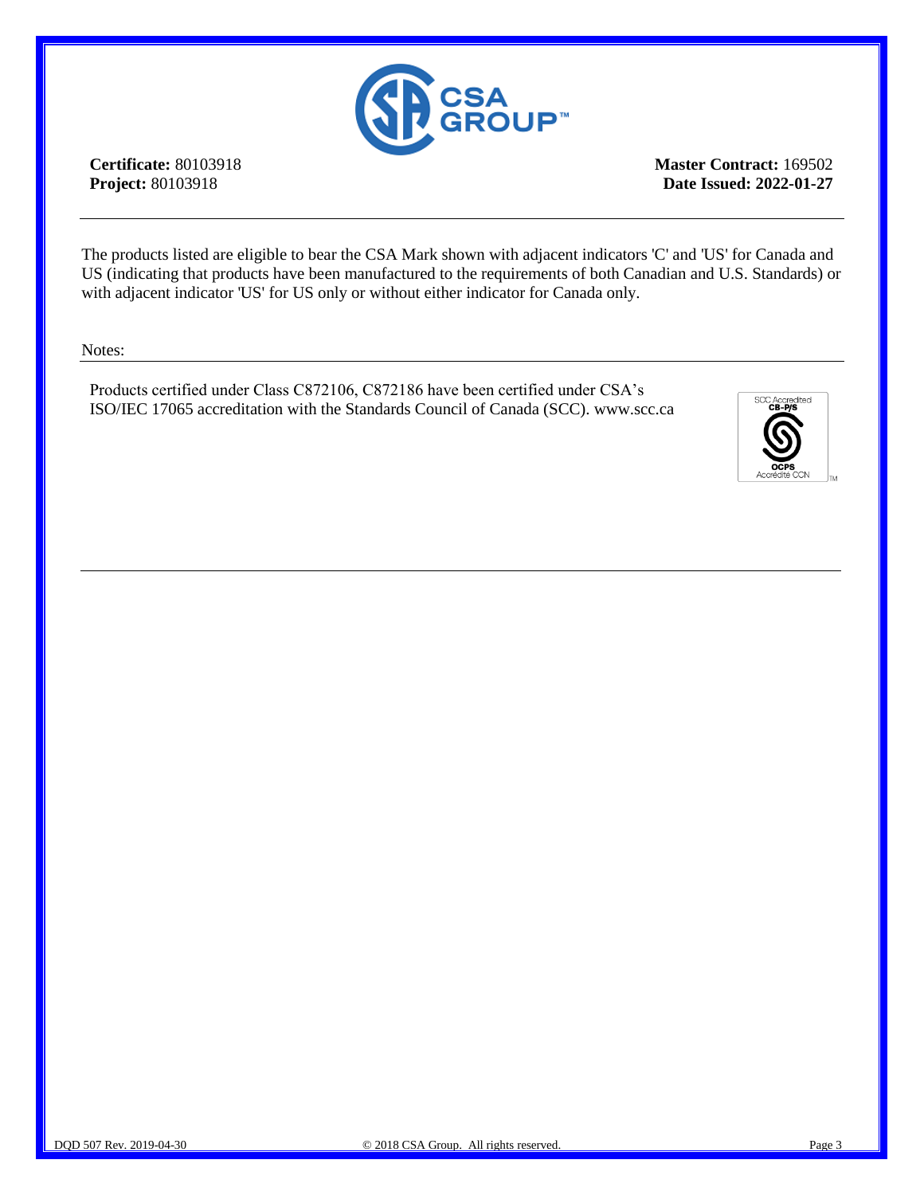**Certificate:** 80103918
**Project:** 80103918

**Master Contract:** 169502
**Date Issued: 2022-01-27**

The products listed are eligible to bear the CSA Mark shown with adjacent indicators 'C' and 'US' for Canada and US (indicating that products have been manufactured to the requirements of both Canadian and U.S. Standards) or with adjacent indicator 'US' for US only or without either indicator for Canada only.

Notes:

Products certified under Class C872106, C872186 have been certified under CSA's ISO/IEC 17065 accreditation with the Standards Council of Canada (SCC). www.scc.ca

DQD 507 Rev. 2019-04-30

© 2018 CSA Group. All rights reserved.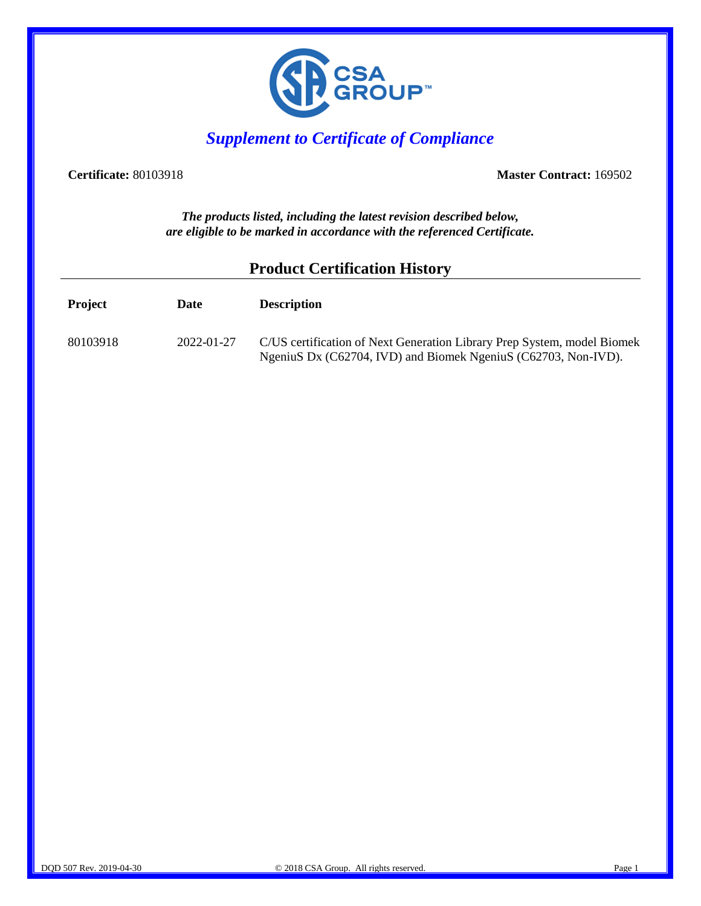# *Supplement to Certificate of Compliance*

**Certificate:** 80103918 **Master Contract:** 169502

***The products listed, including the latest revision described below, are eligible to be marked in accordance with the referenced Certificate.***

## Product Certification History

| Project | Date | Description |
|---|---|---|
| 80103918 | 2022-01-27 | C/US certification of Next Generation Library Prep System, model Biomek NgeniuS Dx (C62704, IVD) and Biomek NgeniuS (C62703, Non-IVD). |